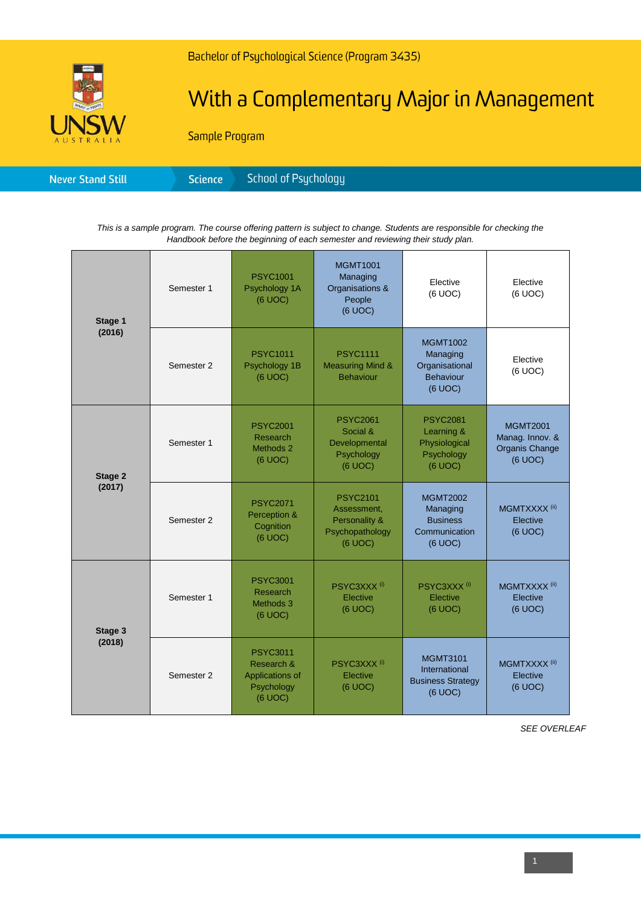Bachelor of Psychological Science (Program 3435)

# With a Complementary Major in Management

Sample Program

Never Stand Still | Science | School of Psychology

*This is a sample program. The course offering pattern is subject to change. Students are responsible for checking the Handbook before the beginning of each semester and reviewing their study plan.*

| | | | | | |
|---|---|---|---|---|---|
| **Stage 1 (2016)** | Semester 1 | PSYC1001 Psychology 1A (6 UOC) | MGMT1001 Managing Organisations & People (6 UOC) | Elective (6 UOC) | Elective (6 UOC) |
| | Semester 2 | PSYC1011 Psychology 1B (6 UOC) | PSYC1111 Measuring Mind & Behaviour | MGMT1002 Managing Organisational Behaviour (6 UOC) | Elective (6 UOC) |
| **Stage 2 (2017)** | Semester 1 | PSYC2001 Research Methods 2 (6 UOC) | PSYC2061 Social & Developmental Psychology (6 UOC) | PSYC2081 Learning & Physiological Psychology (6 UOC) | MGMT2001 Manag. Innov. & Organis Change (6 UOC) |
| | Semester 2 | PSYC2071 Perception & Cognition (6 UOC) | PSYC2101 Assessment, Personality & Psychopathology (6 UOC) | MGMT2002 Managing Business Communication (6 UOC) | MGMTXXXX (ii) Elective (6 UOC) |
| **Stage 3 (2018)** | Semester 1 | PSYC3001 Research Methods 3 (6 UOC) | PSYC3XXX (i) Elective (6 UOC) | PSYC3XXX (i) Elective (6 UOC) | MGMTXXXX (ii) Elective (6 UOC) |
| | Semester 2 | PSYC3011 Research & Applications of Psychology (6 UOC) | PSYC3XXX (i) Elective (6 UOC) | MGMT3101 International Business Strategy (6 UOC) | MGMTXXXX (ii) Elective (6 UOC) |

*SEE OVERLEAF*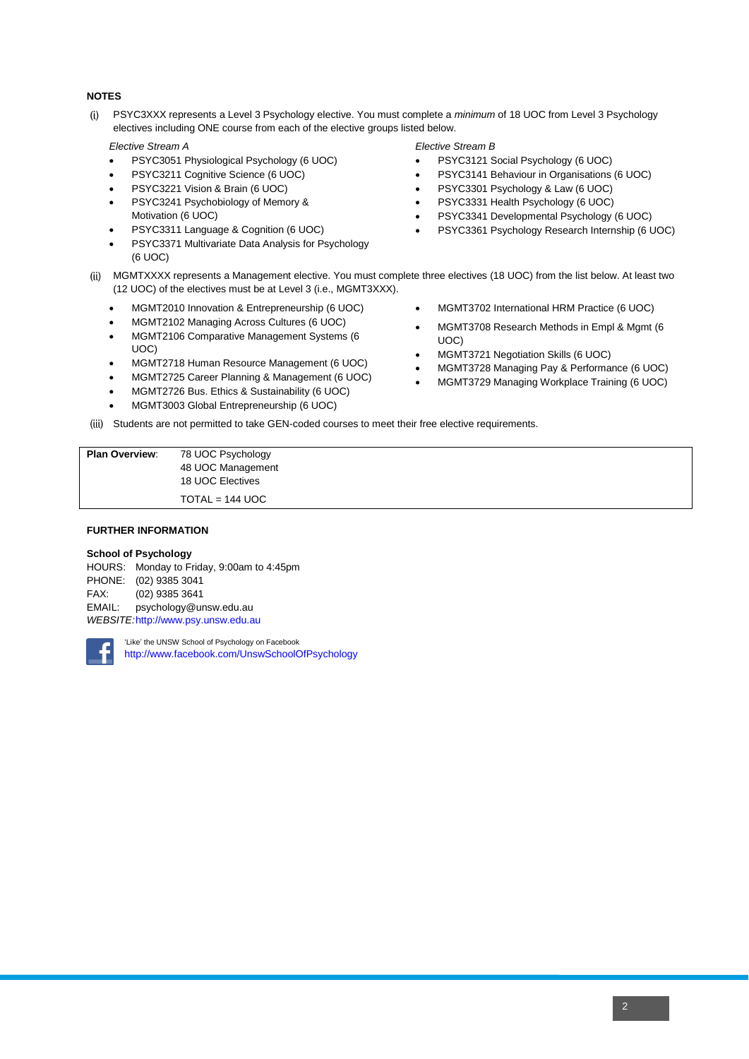**NOTES**

(i) PSYC3XXX represents a Level 3 Psychology elective. You must complete a *minimum* of 18 UOC from Level 3 Psychology electives including ONE course from each of the elective groups listed below.

*Elective Stream A*

- PSYC3051 Physiological Psychology (6 UOC)
- PSYC3211 Cognitive Science (6 UOC)
- PSYC3221 Vision & Brain (6 UOC)
- PSYC3241 Psychobiology of Memory & Motivation (6 UOC)
- PSYC3311 Language & Cognition (6 UOC)
- PSYC3371 Multivariate Data Analysis for Psychology (6 UOC)

*Elective Stream B*

- PSYC3121 Social Psychology (6 UOC)
- PSYC3141 Behaviour in Organisations (6 UOC)
- PSYC3301 Psychology & Law (6 UOC)
- PSYC3331 Health Psychology (6 UOC)
- PSYC3341 Developmental Psychology (6 UOC)
- PSYC3361 Psychology Research Internship (6 UOC)

(ii) MGMTXXXX represents a Management elective. You must complete three electives (18 UOC) from the list below. At least two (12 UOC) of the electives must be at Level 3 (i.e., MGMT3XXX).

- MGMT2010 Innovation & Entrepreneurship (6 UOC)
- MGMT2102 Managing Across Cultures (6 UOC)
- MGMT2106 Comparative Management Systems (6 UOC)
- MGMT2718 Human Resource Management (6 UOC)
- MGMT2725 Career Planning & Management (6 UOC)
- MGMT2726 Bus. Ethics & Sustainability (6 UOC)
- MGMT3003 Global Entrepreneurship (6 UOC)
- MGMT3702 International HRM Practice (6 UOC)
- MGMT3708 Research Methods in Empl & Mgmt (6 UOC)
- MGMT3721 Negotiation Skills (6 UOC)
- MGMT3728 Managing Pay & Performance (6 UOC)
- MGMT3729 Managing Workplace Training (6 UOC)

(iii) Students are not permitted to take GEN-coded courses to meet their free elective requirements.

| | |
|---|---|
| **Plan Overview**: | 78 UOC Psychology<br>48 UOC Management<br>18 UOC Electives |
| | TOTAL = 144 UOC |

**FURTHER INFORMATION**

**School of Psychology**
HOURS: Monday to Friday, 9:00am to 4:45pm
PHONE: (02) 9385 3041
FAX: (02) 9385 3641
EMAIL: psychology@unsw.edu.au
*WEBSITE:* http://www.psy.unsw.edu.au

'Like' the UNSW School of Psychology on Facebook
http://www.facebook.com/UnswSchoolOfPsychology